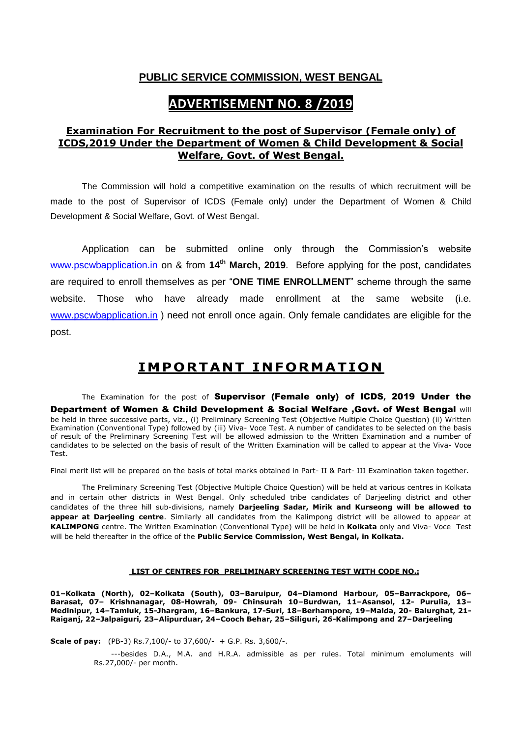## PUBLIC SERVICE COMMISSION, WEST BENGAL

# ADVERTISEMENT NO. 8 /2019

### Examination For Recruitment to the post of Supervisor (Female only) of ICDS,2019 Under the Department of Women & Child Development & Social Welfare, Govt. of West Bengal.

The Commission will hold a competitive examination on the results of which recruitment will be made to the post of Supervisor of ICDS (Female only) under the Department of Women & Child Development & Social Welfare, Govt. of West Bengal.

Application can be submitted online only through the Commission's website www.pscwbapplication.in on & from **14th March, 2019**. Before applying for the post, candidates are required to enroll themselves as per "**ONE TIME ENROLLMENT**" scheme through the same website. Those who have already made enrollment at the same website (i.e. www.pscwbapplication.in ) need not enroll once again. Only female candidates are eligible for the post.

## IMPORTANT INFORMATION

The Examination for the post of **Supervisor (Female only) of ICDS, 2019 Under the Department of Women & Child Development & Social Welfare ,Govt. of West Bengal** will be held in three successive parts, viz., (i) Preliminary Screening Test (Objective Multiple Choice Question) (ii) Written Examination (Conventional Type) followed by (iii) Viva- Voce Test. A number of candidates to be selected on the basis of result of the Preliminary Screening Test will be allowed admission to the Written Examination and a number of candidates to be selected on the basis of result of the Written Examination will be called to appear at the Viva- Voce Test.

Final merit list will be prepared on the basis of total marks obtained in Part- II & Part- III Examination taken together.

The Preliminary Screening Test (Objective Multiple Choice Question) will be held at various centres in Kolkata and in certain other districts in West Bengal. Only scheduled tribe candidates of Darjeeling district and other candidates of the three hill sub-divisions, namely **Darjeeling Sadar, Mirik and Kurseong will be allowed to appear at Darjeeling centre**. Similarly all candidates from the Kalimpong district will be allowed to appear at **KALIMPONG** centre. The Written Examination (Conventional Type) will be held in **Kolkata** only and Viva- Voce Test will be held thereafter in the office of the **Public Service Commission, West Bengal, in Kolkata.**

#### LIST OF CENTRES FOR PRELIMINARY SCREENING TEST WITH CODE NO.:

**01–Kolkata (North), 02–Kolkata (South), 03–Baruipur, 04–Diamond Harbour, 05–Barrackpore, 06–Barasat, 07– Krishnanagar, 08-Howrah, 09- Chinsurah 10–Burdwan, 11–Asansol, 12- Purulia, 13–Medinipur, 14–Tamluk, 15-Jhargram, 16–Bankura, 17-Suri, 18–Berhampore, 19–Malda, 20- Balurghat, 21-Raiganj, 22–Jalpaiguri, 23–Alipurduar, 24–Cooch Behar, 25–Siliguri, 26-Kalimpong and 27–Darjeeling**

**Scale of pay:** (PB-3) Rs.7,100/- to 37,600/- + G.P. Rs. 3,600/-.

---besides D.A., M.A. and H.R.A. admissible as per rules. Total minimum emoluments will Rs.27,000/- per month.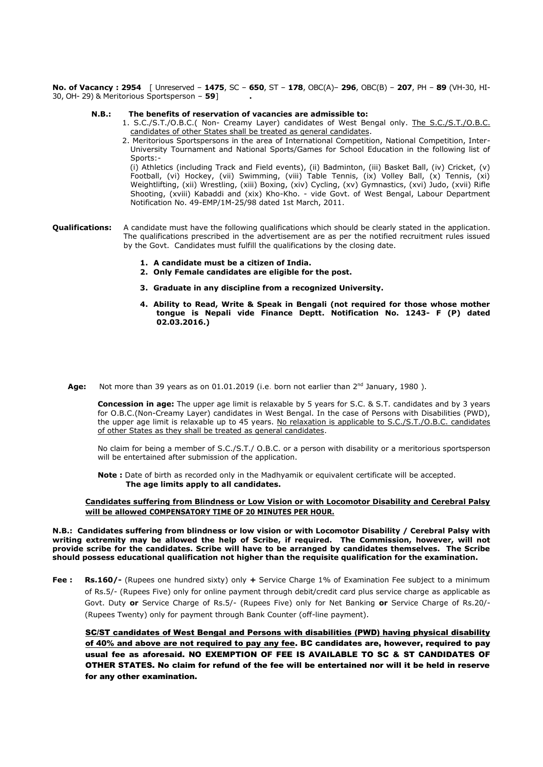**No. of Vacancy : 2954** [ Unreserved – **1475**, SC – **650**, ST – **178**, OBC(A)– **296**, OBC(B) – **207**, PH – **89** (VH-30, HI-30, OH- 29) & Meritorious Sportsperson – **59**] **.**

**N.B.: The benefits of reservation of vacancies are admissible to:**

1. S.C./S.T./O.B.C.( Non- Creamy Layer) candidates of West Bengal only. The S.C./S.T./O.B.C. candidates of other States shall be treated as general candidates.
2. Meritorious Sportspersons in the area of International Competition, National Competition, Inter-University Tournament and National Sports/Games for School Education in the following list of Sports:-

   (i) Athletics (including Track and Field events), (ii) Badminton, (iii) Basket Ball, (iv) Cricket, (v) Football, (vi) Hockey, (vii) Swimming, (viii) Table Tennis, (ix) Volley Ball, (x) Tennis, (xi) Weightlifting, (xii) Wrestling, (xiii) Boxing, (xiv) Cycling, (xv) Gymnastics, (xvi) Judo, (xvii) Rifle Shooting, (xviii) Kabaddi and (xix) Kho-Kho. - vide Govt. of West Bengal, Labour Department Notification No. 49-EMP/1M-25/98 dated 1st March, 2011.

**Qualifications:** A candidate must have the following qualifications which should be clearly stated in the application. The qualifications prescribed in the advertisement are as per the notified recruitment rules issued by the Govt. Candidates must fulfill the qualifications by the closing date.

1. **A candidate must be a citizen of India.**
2. **Only Female candidates are eligible for the post.**
3. **Graduate in any discipline from a recognized University.**
4. **Ability to Read, Write & Speak in Bengali (not required for those whose mother tongue is Nepali vide Finance Deptt. Notification No. 1243- F (P) dated 02.03.2016.)**

**Age:** Not more than 39 years as on 01.01.2019 (i.e. born not earlier than 2nd January, 1980 ).

**Concession in age:** The upper age limit is relaxable by 5 years for S.C. & S.T. candidates and by 3 years for O.B.C.(Non-Creamy Layer) candidates in West Bengal. In the case of Persons with Disabilities (PWD), the upper age limit is relaxable up to 45 years. No relaxation is applicable to S.C./S.T./O.B.C. candidates of other States as they shall be treated as general candidates.

No claim for being a member of S.C./S.T./ O.B.C. or a person with disability or a meritorious sportsperson will be entertained after submission of the application.

**Note :** Date of birth as recorded only in the Madhyamik or equivalent certificate will be accepted.
**The age limits apply to all candidates.**

**Candidates suffering from Blindness or Low Vision or with Locomotor Disability and Cerebral Palsy will be allowed COMPENSATORY TIME OF 20 MINUTES PER HOUR.**

**N.B.: Candidates suffering from blindness or low vision or with Locomotor Disability / Cerebral Palsy with writing extremity may be allowed the help of Scribe, if required. The Commission, however, will not provide scribe for the candidates. Scribe will have to be arranged by candidates themselves. The Scribe should possess educational qualification not higher than the requisite qualification for the examination.**

**Fee :** **Rs.160/-** (Rupees one hundred sixty) only **+** Service Charge 1% of Examination Fee subject to a minimum of Rs.5/- (Rupees Five) only for online payment through debit/credit card plus service charge as applicable as Govt. Duty **or** Service Charge of Rs.5/- (Rupees Five) only for Net Banking **or** Service Charge of Rs.20/- (Rupees Twenty) only for payment through Bank Counter (off-line payment).

**SC/ST candidates of West Bengal and Persons with disabilities (PWD) having physical disability of 40% and above are not required to pay any fee. BC candidates are, however, required to pay usual fee as aforesaid. NO EXEMPTION OF FEE IS AVAILABLE TO SC & ST CANDIDATES OF OTHER STATES. No claim for refund of the fee will be entertained nor will it be held in reserve for any other examination.**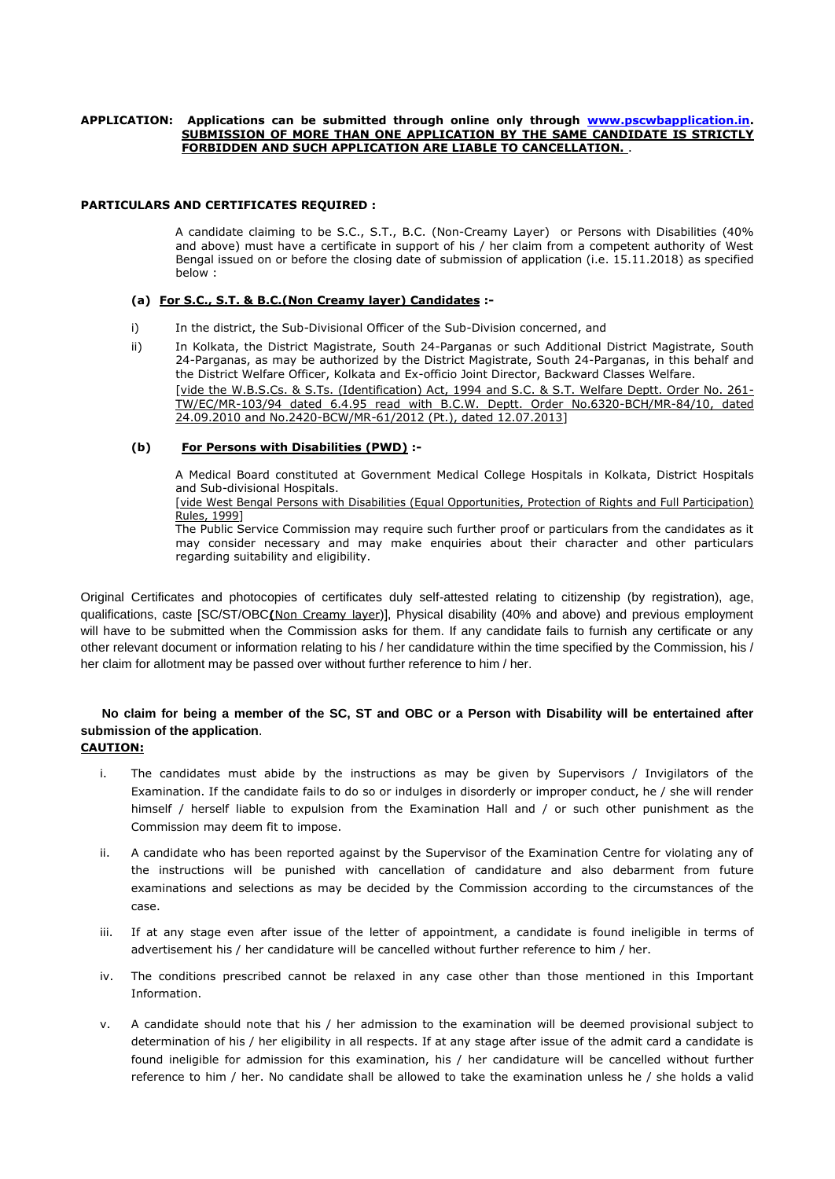**APPLICATION: Applications can be submitted through online only through [www.pscwbapplication.in](http://www.pscwbapplication.in). SUBMISSION OF MORE THAN ONE APPLICATION BY THE SAME CANDIDATE IS STRICTLY FORBIDDEN AND SUCH APPLICATION ARE LIABLE TO CANCELLATION.** .

**PARTICULARS AND CERTIFICATES REQUIRED :**

A candidate claiming to be S.C., S.T., B.C. (Non-Creamy Layer) or Persons with Disabilities (40% and above) must have a certificate in support of his / her claim from a competent authority of West Bengal issued on or before the closing date of submission of application (i.e. 15.11.2018) as specified below :

**(a) For S.C., S.T. & B.C.(Non Creamy layer) Candidates :-**

i) In the district, the Sub-Divisional Officer of the Sub-Division concerned, and

ii) In Kolkata, the District Magistrate, South 24-Parganas or such Additional District Magistrate, South 24-Parganas, as may be authorized by the District Magistrate, South 24-Parganas, in this behalf and the District Welfare Officer, Kolkata and Ex-officio Joint Director, Backward Classes Welfare.
[vide the W.B.S.Cs. & S.Ts. (Identification) Act, 1994 and S.C. & S.T. Welfare Deptt. Order No. 261-TW/EC/MR-103/94 dated 6.4.95 read with B.C.W. Deptt. Order No.6320-BCH/MR-84/10, dated 24.09.2010 and No.2420-BCW/MR-61/2012 (Pt.), dated 12.07.2013]

**(b) For Persons with Disabilities (PWD) :-**

A Medical Board constituted at Government Medical College Hospitals in Kolkata, District Hospitals and Sub-divisional Hospitals.
[vide West Bengal Persons with Disabilities (Equal Opportunities, Protection of Rights and Full Participation) Rules, 1999]
The Public Service Commission may require such further proof or particulars from the candidates as it may consider necessary and may make enquiries about their character and other particulars regarding suitability and eligibility.

Original Certificates and photocopies of certificates duly self-attested relating to citizenship (by registration), age, qualifications, caste [SC/ST/OBC(Non Creamy layer)], Physical disability (40% and above) and previous employment will have to be submitted when the Commission asks for them. If any candidate fails to furnish any certificate or any other relevant document or information relating to his / her candidature within the time specified by the Commission, his / her claim for allotment may be passed over without further reference to him / her.

**No claim for being a member of the SC, ST and OBC or a Person with Disability will be entertained after submission of the application**.

**CAUTION:**

i. The candidates must abide by the instructions as may be given by Supervisors / Invigilators of the Examination. If the candidate fails to do so or indulges in disorderly or improper conduct, he / she will render himself / herself liable to expulsion from the Examination Hall and / or such other punishment as the Commission may deem fit to impose.

ii. A candidate who has been reported against by the Supervisor of the Examination Centre for violating any of the instructions will be punished with cancellation of candidature and also debarment from future examinations and selections as may be decided by the Commission according to the circumstances of the case.

iii. If at any stage even after issue of the letter of appointment, a candidate is found ineligible in terms of advertisement his / her candidature will be cancelled without further reference to him / her.

iv. The conditions prescribed cannot be relaxed in any case other than those mentioned in this Important Information.

v. A candidate should note that his / her admission to the examination will be deemed provisional subject to determination of his / her eligibility in all respects. If at any stage after issue of the admit card a candidate is found ineligible for admission for this examination, his / her candidature will be cancelled without further reference to him / her. No candidate shall be allowed to take the examination unless he / she holds a valid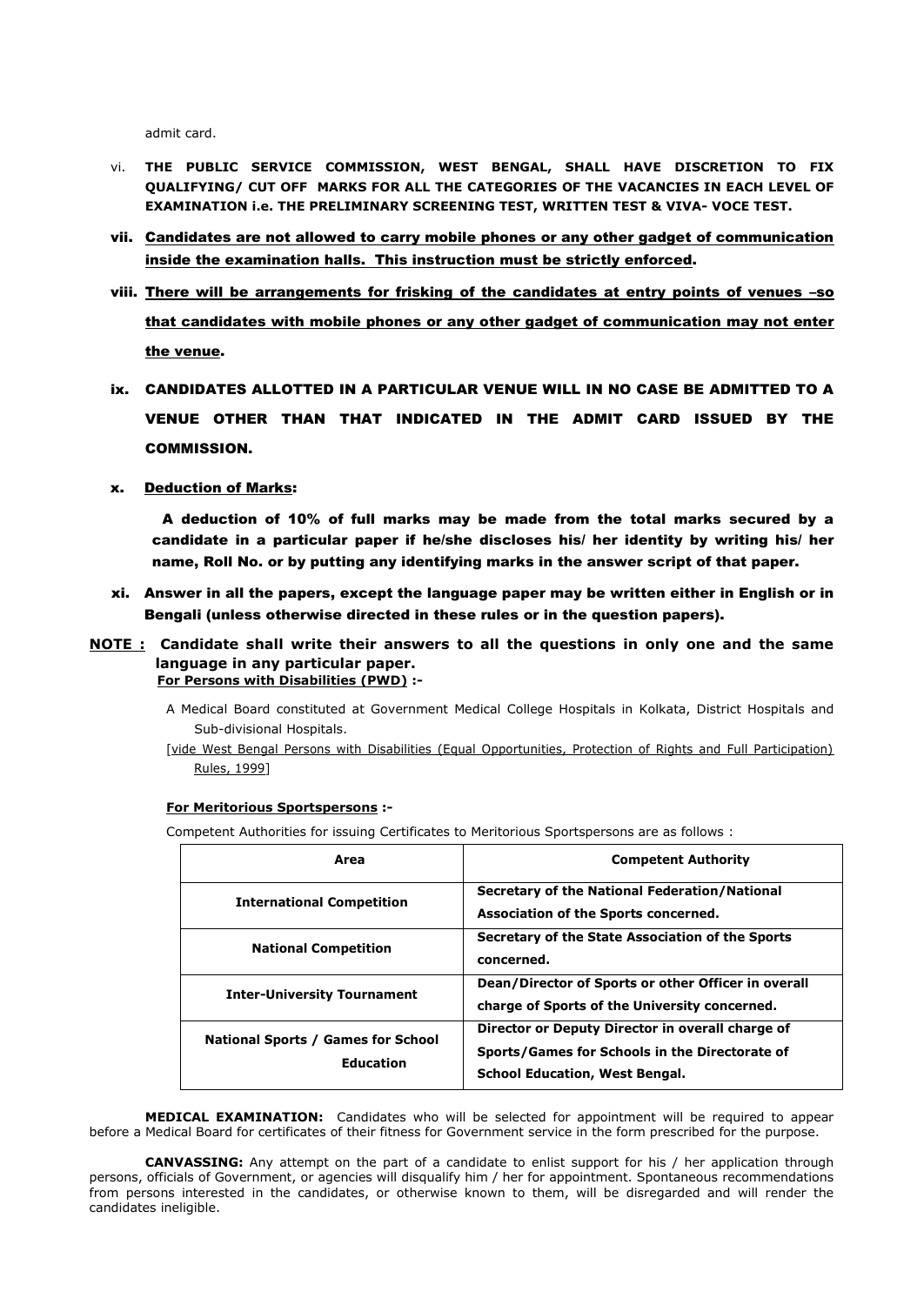admit card.

vi. **THE PUBLIC SERVICE COMMISSION, WEST BENGAL, SHALL HAVE DISCRETION TO FIX QUALIFYING/ CUT OFF MARKS FOR ALL THE CATEGORIES OF THE VACANCIES IN EACH LEVEL OF EXAMINATION i.e. THE PRELIMINARY SCREENING TEST, WRITTEN TEST & VIVA- VOCE TEST.**

vii. **<u>Candidates are not allowed to carry mobile phones or any other gadget of communication inside the examination halls. This instruction must be strictly enforced</u>.**

viii. **<u>There will be arrangements for frisking of the candidates at entry points of venues –so that candidates with mobile phones or any other gadget of communication may not enter the venue</u>.**

ix. **CANDIDATES ALLOTTED IN A PARTICULAR VENUE WILL IN NO CASE BE ADMITTED TO A VENUE OTHER THAN THAT INDICATED IN THE ADMIT CARD ISSUED BY THE COMMISSION.**

x. **<u>Deduction of Marks</u>:**

**A deduction of 10% of full marks may be made from the total marks secured by a candidate in a particular paper if he/she discloses his/ her identity by writing his/ her name, Roll No. or by putting any identifying marks in the answer script of that paper.**

xi. **Answer in all the papers, except the language paper may be written either in English or in Bengali (unless otherwise directed in these rules or in the question papers).**

**<u>NOTE :</u> Candidate shall write their answers to all the questions in only one and the same language in any particular paper.**

**<u>For Persons with Disabilities (PWD)</u> :-**

A Medical Board constituted at Government Medical College Hospitals in Kolkata, District Hospitals and Sub-divisional Hospitals.

[<u>vide West Bengal Persons with Disabilities (Equal Opportunities, Protection of Rights and Full Participation) Rules, 1999</u>]

**<u>For Meritorious Sportspersons</u> :-**

Competent Authorities for issuing Certificates to Meritorious Sportspersons are as follows :

| Area | Competent Authority |
|---|---|
| **International Competition** | **Secretary of the National Federation/National Association of the Sports concerned.** |
| **National Competition** | **Secretary of the State Association of the Sports concerned.** |
| **Inter-University Tournament** | **Dean/Director of Sports or other Officer in overall charge of Sports of the University concerned.** |
| **National Sports / Games for School Education** | **Director or Deputy Director in overall charge of Sports/Games for Schools in the Directorate of School Education, West Bengal.** |

**MEDICAL EXAMINATION:** Candidates who will be selected for appointment will be required to appear before a Medical Board for certificates of their fitness for Government service in the form prescribed for the purpose.

**CANVASSING:** Any attempt on the part of a candidate to enlist support for his / her application through persons, officials of Government, or agencies will disqualify him / her for appointment. Spontaneous recommendations from persons interested in the candidates, or otherwise known to them, will be disregarded and will render the candidates ineligible.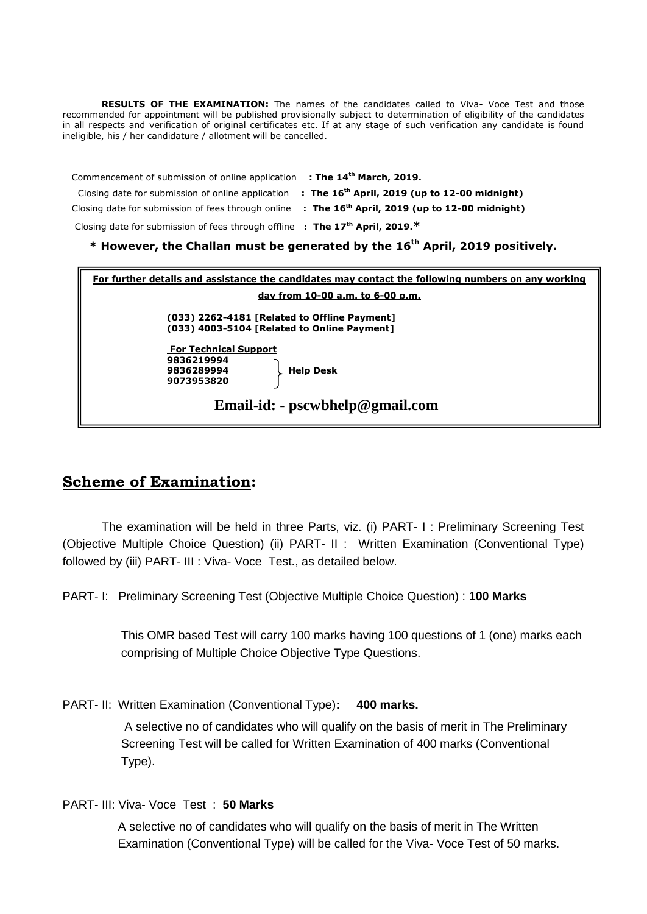**RESULTS OF THE EXAMINATION:** The names of the candidates called to Viva- Voce Test and those recommended for appointment will be published provisionally subject to determination of eligibility of the candidates in all respects and verification of original certificates etc. If at any stage of such verification any candidate is found ineligible, his / her candidature / allotment will be cancelled.

Commencement of submission of online application **: The 14th March, 2019.**

Closing date for submission of online application **: The 16th April, 2019 (up to 12-00 midnight)**

Closing date for submission of fees through online **: The 16th April, 2019 (up to 12-00 midnight)**

Closing date for submission of fees through offline **: The 17th April, 2019.***

**\* However, the Challan must be generated by the 16th April, 2019 positively.**

**For further details and assistance the candidates may contact the following numbers on any working day from 10-00 a.m. to 6-00 p.m.**

**(033) 2262-4181 [Related to Offline Payment]**
**(033) 4003-5104 [Related to Online Payment]**

**For Technical Support**

**9836219994**
**9836289994** } **Help Desk**
**9073953820**

**Email-id: - pscwbhelp@gmail.com**

## Scheme of Examination:

The examination will be held in three Parts, viz. (i) PART- I : Preliminary Screening Test (Objective Multiple Choice Question) (ii) PART- II : Written Examination (Conventional Type) followed by (iii) PART- III : Viva- Voce Test., as detailed below.

PART- I: Preliminary Screening Test (Objective Multiple Choice Question) : **100 Marks**

This OMR based Test will carry 100 marks having 100 questions of 1 (one) marks each comprising of Multiple Choice Objective Type Questions.

PART- II: Written Examination (Conventional Type)**: 400 marks.**

A selective no of candidates who will qualify on the basis of merit in The Preliminary Screening Test will be called for Written Examination of 400 marks (Conventional Type).

PART- III: Viva- Voce Test : **50 Marks**

A selective no of candidates who will qualify on the basis of merit in The Written Examination (Conventional Type) will be called for the Viva- Voce Test of 50 marks.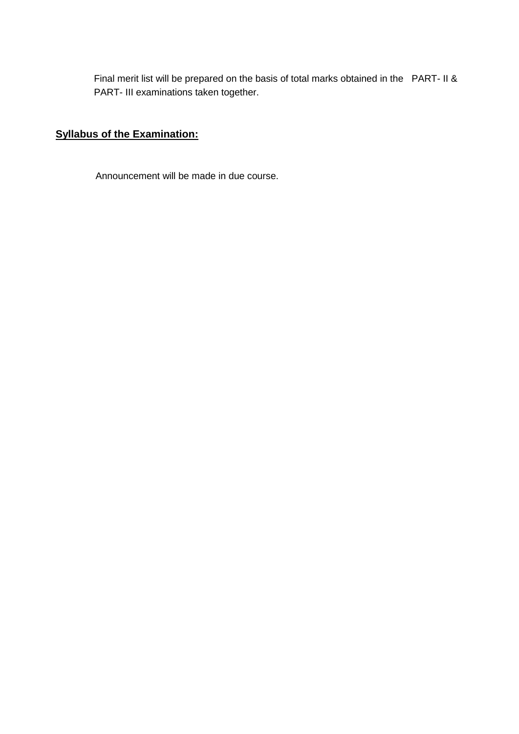Final merit list will be prepared on the basis of total marks obtained in the PART- II & PART- III examinations taken together.

## **Syllabus of the Examination:**

Announcement will be made in due course.